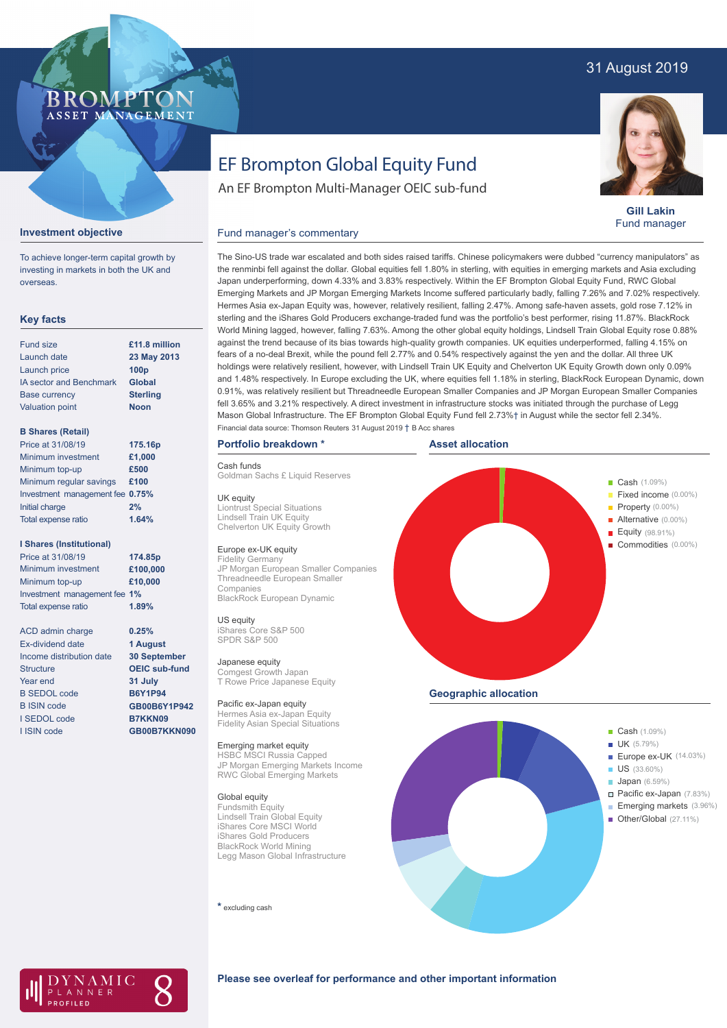31 August 2019

# EF Brompton Global Equity Fund

An EF Brompton Multi-Manager OEIC sub-fund

**Gill Lakin**
Fund manager

## Investment objective

To achieve longer-term capital growth by investing in markets in both the UK and overseas.

## Key facts

| | |
|---|---|
| Fund size | **£11.8 million** |
| Launch date | **23 May 2013** |
| Launch price | **100p** |
| IA sector and Benchmark | **Global** |
| Base currency | **Sterling** |
| Valuation point | **Noon** |

**B Shares (Retail)**

| | |
|---|---|
| Price at 31/08/19 | **175.16p** |
| Minimum investment | **£1,000** |
| Minimum top-up | **£500** |
| Minimum regular savings | **£100** |
| Investment management fee | **0.75%** |
| Initial charge | **2%** |
| Total expense ratio | **1.64%** |

**I Shares (Institutional)**

| | |
|---|---|
| Price at 31/08/19 | **174.85p** |
| Minimum investment | **£100,000** |
| Minimum top-up | **£10,000** |
| Investment management fee | **1%** |
| Total expense ratio | **1.89%** |

| | |
|---|---|
| ACD admin charge | **0.25%** |
| Ex-dividend date | **1 August** |
| Income distribution date | **30 September** |
| Structure | **OEIC sub-fund** |
| Year end | **31 July** |
| B SEDOL code | **B6Y1P94** |
| B ISIN code | **GB00B6Y1P942** |
| I SEDOL code | **B7KKN09** |
| I ISIN code | **GB00B7KKN090** |

## Fund manager's commentary

The Sino-US trade war escalated and both sides raised tariffs. Chinese policymakers were dubbed "currency manipulators" as the renminbi fell against the dollar. Global equities fell 1.80% in sterling, with equities in emerging markets and Asia excluding Japan underperforming, down 4.33% and 3.83% respectively. Within the EF Brompton Global Equity Fund, RWC Global Emerging Markets and JP Morgan Emerging Markets Income suffered particularly badly, falling 7.26% and 7.02% respectively. Hermes Asia ex-Japan Equity was, however, relatively resilient, falling 2.47%. Among safe-haven assets, gold rose 7.12% in sterling and the iShares Gold Producers exchange-traded fund was the portfolio's best performer, rising 11.87%. BlackRock World Mining lagged, however, falling 7.63%. Among the other global equity holdings, Lindsell Train Global Equity rose 0.88% against the trend because of its bias towards high-quality growth companies. UK equities underperformed, falling 4.15% on fears of a no-deal Brexit, while the pound fell 2.77% and 0.54% respectively against the yen and the dollar. All three UK holdings were relatively resilient, however, with Lindsell Train UK Equity and Chelverton UK Equity Growth down only 0.09% and 1.48% respectively. In Europe excluding the UK, where equities fell 1.18% in sterling, BlackRock European Dynamic, down 0.91%, was relatively resilient but Threadneedle European Smaller Companies and JP Morgan European Smaller Companies fell 3.65% and 3.21% respectively. A direct investment in infrastructure stocks was initiated through the purchase of Legg Mason Global Infrastructure. The EF Brompton Global Equity Fund fell 2.73%† in August while the sector fell 2.34%.

Financial data source: Thomson Reuters 31 August 2019 † B Acc shares

## Portfolio breakdown *

**Cash funds**
Goldman Sachs £ Liquid Reserves

**UK equity**
Liontrust Special Situations
Lindsell Train UK Equity
Chelverton UK Equity Growth

**Europe ex-UK equity**
Fidelity Germany
JP Morgan European Smaller Companies
Threadneedle European Smaller Companies
BlackRock European Dynamic

**US equity**
iShares Core S&P 500
SPDR S&P 500

**Japanese equity**
Comgest Growth Japan
T Rowe Price Japanese Equity

**Pacific ex-Japan equity**
Hermes Asia ex-Japan Equity
Fidelity Asian Special Situations

**Emerging market equity**
HSBC MSCI Russia Capped
JP Morgan Emerging Markets Income
RWC Global Emerging Markets

**Global equity**
Fundsmith Equity
Lindsell Train Global Equity
iShares Core MSCI World
iShares Gold Producers
BlackRock World Mining
Legg Mason Global Infrastructure

* excluding cash

## Asset allocation

- Cash (1.09%)
- Fixed income (0.00%)
- Property (0.00%)
- Alternative (0.00%)
- Equity (98.91%)
- Commodities (0.00%)

## Geographic allocation

- Cash (1.09%)
- UK (5.79%)
- Europe ex-UK (14.03%)
- US (33.60%)
- Japan (6.59%)
- Pacific ex-Japan (7.83%)
- Emerging markets (3.96%)
- Other/Global (27.11%)

**Please see overleaf for performance and other important information**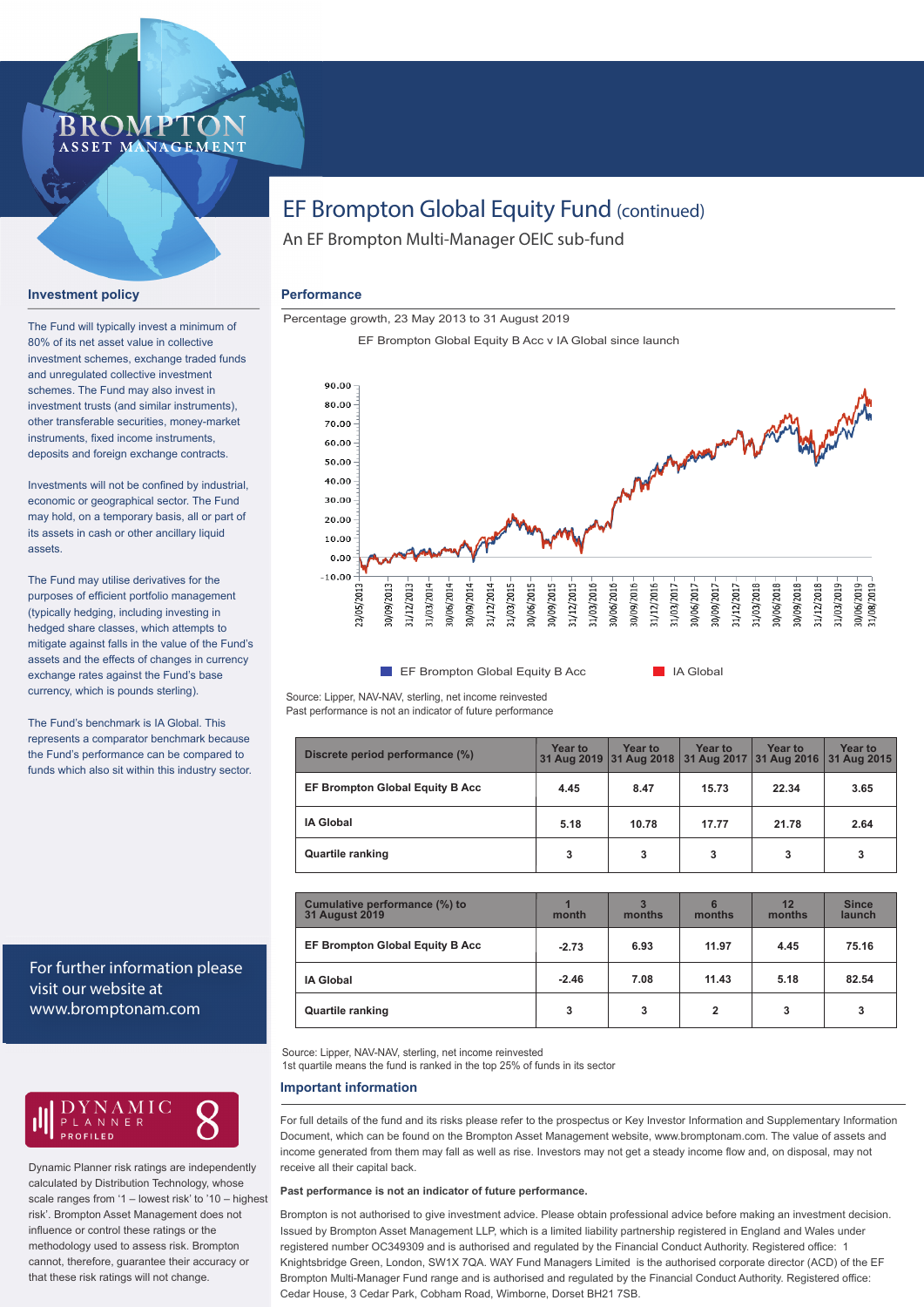BROMPTON
ASSET MANAGEMENT

# EF Brompton Global Equity Fund (continued)

An EF Brompton Multi-Manager OEIC sub-fund

## Investment policy

The Fund will typically invest a minimum of 80% of its net asset value in collective investment schemes, exchange traded funds and unregulated collective investment schemes. The Fund may also invest in investment trusts (and similar instruments), other transferable securities, money-market instruments, fixed income instruments, deposits and foreign exchange contracts.

Investments will not be confined by industrial, economic or geographical sector. The Fund may hold, on a temporary basis, all or part of its assets in cash or other ancillary liquid assets.

The Fund may utilise derivatives for the purposes of efficient portfolio management (typically hedging, including investing in hedged share classes, which attempts to mitigate against falls in the value of the Fund's assets and the effects of changes in currency exchange rates against the Fund's base currency, which is pounds sterling).

The Fund's benchmark is IA Global. This represents a comparator benchmark because the Fund's performance can be compared to funds which also sit within this industry sector.

For further information please visit our website at www.bromptonam.com

DYNAMIC PLANNER PROFILED 8

Dynamic Planner risk ratings are independently calculated by Distribution Technology, whose scale ranges from '1 – lowest risk' to '10 – highest risk'. Brompton Asset Management does not influence or control these ratings or the methodology used to assess risk. Brompton cannot, therefore, guarantee their accuracy or that these risk ratings will not change.

## Performance

Percentage growth, 23 May 2013 to 31 August 2019

EF Brompton Global Equity B Acc v IA Global since launch

90.00
80.00
70.00
60.00
50.00
40.00
30.00
20.00
10.00
0.00
-10.00

23/05/2013 30/09/2013 31/12/2013 31/03/2014 30/06/2014 30/09/2014 31/12/2014 31/03/2015 30/06/2015 30/09/2015 31/12/2015 31/03/2016 30/06/2016 30/09/2016 31/12/2016 31/03/2017 30/06/2017 30/09/2017 31/12/2017 31/03/2018 30/06/2018 30/09/2018 31/12/2018 31/03/2019 30/06/2019 31/08/2019

EF Brompton Global Equity B Acc    IA Global

Source: Lipper, NAV-NAV, sterling, net income reinvested
Past performance is not an indicator of future performance

| Discrete period performance (%) | Year to 31 Aug 2019 | Year to 31 Aug 2018 | Year to 31 Aug 2017 | Year to 31 Aug 2016 | Year to 31 Aug 2015 |
|---|---|---|---|---|---|
| **EF Brompton Global Equity B Acc** | 4.45 | 8.47 | 15.73 | 22.34 | 3.65 |
| **IA Global** | 5.18 | 10.78 | 17.77 | 21.78 | 2.64 |
| **Quartile ranking** | 3 | 3 | 3 | 3 | 3 |

| Cumulative performance (%) to 31 August 2019 | 1 month | 3 months | 6 months | 12 months | Since launch |
|---|---|---|---|---|---|
| **EF Brompton Global Equity B Acc** | -2.73 | 6.93 | 11.97 | 4.45 | 75.16 |
| **IA Global** | -2.46 | 7.08 | 11.43 | 5.18 | 82.54 |
| **Quartile ranking** | 3 | 3 | 2 | 3 | 3 |

Source: Lipper, NAV-NAV, sterling, net income reinvested
1st quartile means the fund is ranked in the top 25% of funds in its sector

## Important information

For full details of the fund and its risks please refer to the prospectus or Key Investor Information and Supplementary Information Document, which can be found on the Brompton Asset Management website, www.bromptonam.com. The value of assets and income generated from them may fall as well as rise. Investors may not get a steady income flow and, on disposal, may not receive all their capital back.

**Past performance is not an indicator of future performance.**

Brompton is not authorised to give investment advice. Please obtain professional advice before making an investment decision. Issued by Brompton Asset Management LLP, which is a limited liability partnership registered in England and Wales under registered number OC349309 and is authorised and regulated by the Financial Conduct Authority. Registered office: 1 Knightsbridge Green, London, SW1X 7QA. WAY Fund Managers Limited is the authorised corporate director (ACD) of the EF Brompton Multi-Manager Fund range and is authorised and regulated by the Financial Conduct Authority. Registered office: Cedar House, 3 Cedar Park, Cobham Road, Wimborne, Dorset BH21 7SB.